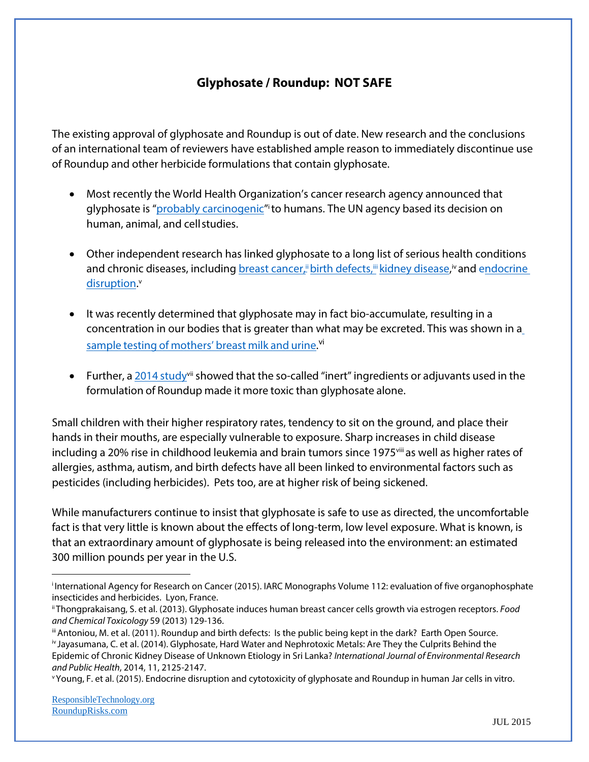# Glyphosate / Roundup: NOT SAFE

The existing approval of glyphosate and Roundup is out of date. New research and the conclusions of an international team of reviewers have established ample reason to immediately discontinue use of Roundup and other herbicide formulations that contain glyphosate.

- Most recently the World Health Organization's cancer research agency announced that glyphosate is "probably carcinogenic"[i] to humans. The UN agency based its decision on human, animal, and cell studies.
- Other independent research has linked glyphosate to a long list of serious health conditions and chronic diseases, including breast cancer,[ii] birth defects,[iii] kidney disease,[iv] and endocrine disruption.[v]
- It was recently determined that glyphosate may in fact bio-accumulate, resulting in a concentration in our bodies that is greater than what may be excreted. This was shown in a sample testing of mothers' breast milk and urine.[vi]
- Further, a 2014 study[vii] showed that the so-called "inert" ingredients or adjuvants used in the formulation of Roundup made it more toxic than glyphosate alone.

Small children with their higher respiratory rates, tendency to sit on the ground, and place their hands in their mouths, are especially vulnerable to exposure. Sharp increases in child disease including a 20% rise in childhood leukemia and brain tumors since 1975[viii] as well as higher rates of allergies, asthma, autism, and birth defects have all been linked to environmental factors such as pesticides (including herbicides). Pets too, are at higher risk of being sickened.

While manufacturers continue to insist that glyphosate is safe to use as directed, the uncomfortable fact is that very little is known about the effects of long-term, low level exposure. What is known, is that an extraordinary amount of glyphosate is being released into the environment: an estimated 300 million pounds per year in the U.S.

---

[i] International Agency for Research on Cancer (2015). IARC Monographs Volume 112: evaluation of five organophosphate insecticides and herbicides. Lyon, France.

[ii] Thongprakaisang, S. et al. (2013). Glyphosate induces human breast cancer cells growth via estrogen receptors. *Food and Chemical Toxicology* 59 (2013) 129-136.

[iii] Antoniou, M. et al. (2011). Roundup and birth defects: Is the public being kept in the dark? Earth Open Source.

[iv] Jayasumana, C. et al. (2014). Glyphosate, Hard Water and Nephrotoxic Metals: Are They the Culprits Behind the Epidemic of Chronic Kidney Disease of Unknown Etiology in Sri Lanka? *International Journal of Environmental Research and Public Health*, 2014, 11, 2125-2147.

[v] Young, F. et al. (2015). Endocrine disruption and cytotoxicity of glyphosate and Roundup in human Jar cells in vitro.

ResponsibleTechnology.org
RoundupRisks.com

JUL 2015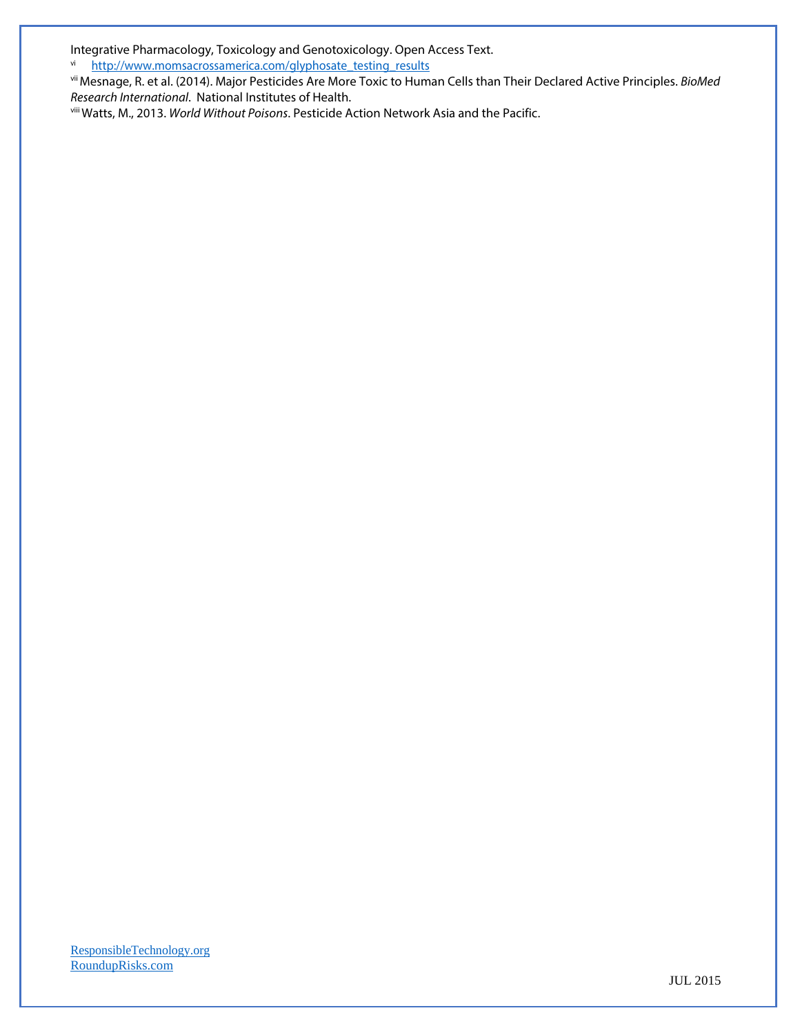Integrative Pharmacology, Toxicology and Genotoxicology. Open Access Text.

[vi] http://www.momsacrossamerica.com/glyphosate_testing_results

[vii] Mesnage, R. et al. (2014). Major Pesticides Are More Toxic to Human Cells than Their Declared Active Principles. *BioMed Research International*. National Institutes of Health.

[viii] Watts, M., 2013. *World Without Poisons*. Pesticide Action Network Asia and the Pacific.

ResponsibleTechnology.org
RoundupRisks.com

JUL 2015